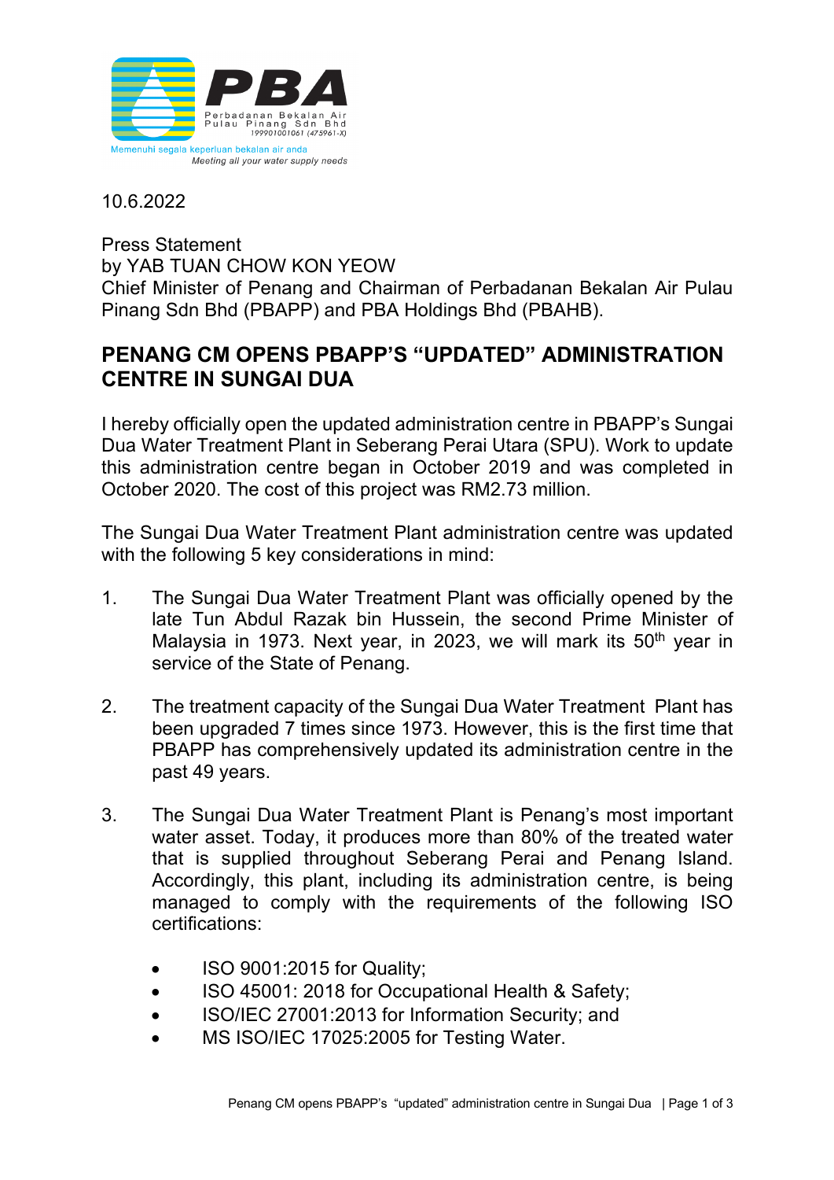10.6.2022

Press Statement
by YAB TUAN CHOW KON YEOW
Chief Minister of Penang and Chairman of Perbadanan Bekalan Air Pulau Pinang Sdn Bhd (PBAPP) and PBA Holdings Bhd (PBAHB).

# PENANG CM OPENS PBAPP'S "UPDATED" ADMINISTRATION CENTRE IN SUNGAI DUA

I hereby officially open the updated administration centre in PBAPP's Sungai Dua Water Treatment Plant in Seberang Perai Utara (SPU). Work to update this administration centre began in October 2019 and was completed in October 2020. The cost of this project was RM2.73 million.

The Sungai Dua Water Treatment Plant administration centre was updated with the following 5 key considerations in mind:

1. The Sungai Dua Water Treatment Plant was officially opened by the late Tun Abdul Razak bin Hussein, the second Prime Minister of Malaysia in 1973. Next year, in 2023, we will mark its 50th year in service of the State of Penang.

2. The treatment capacity of the Sungai Dua Water Treatment Plant has been upgraded 7 times since 1973. However, this is the first time that PBAPP has comprehensively updated its administration centre in the past 49 years.

3. The Sungai Dua Water Treatment Plant is Penang's most important water asset. Today, it produces more than 80% of the treated water that is supplied throughout Seberang Perai and Penang Island. Accordingly, this plant, including its administration centre, is being managed to comply with the requirements of the following ISO certifications:

   - ISO 9001:2015 for Quality;
   - ISO 45001: 2018 for Occupational Health & Safety;
   - ISO/IEC 27001:2013 for Information Security; and
   - MS ISO/IEC 17025:2005 for Testing Water.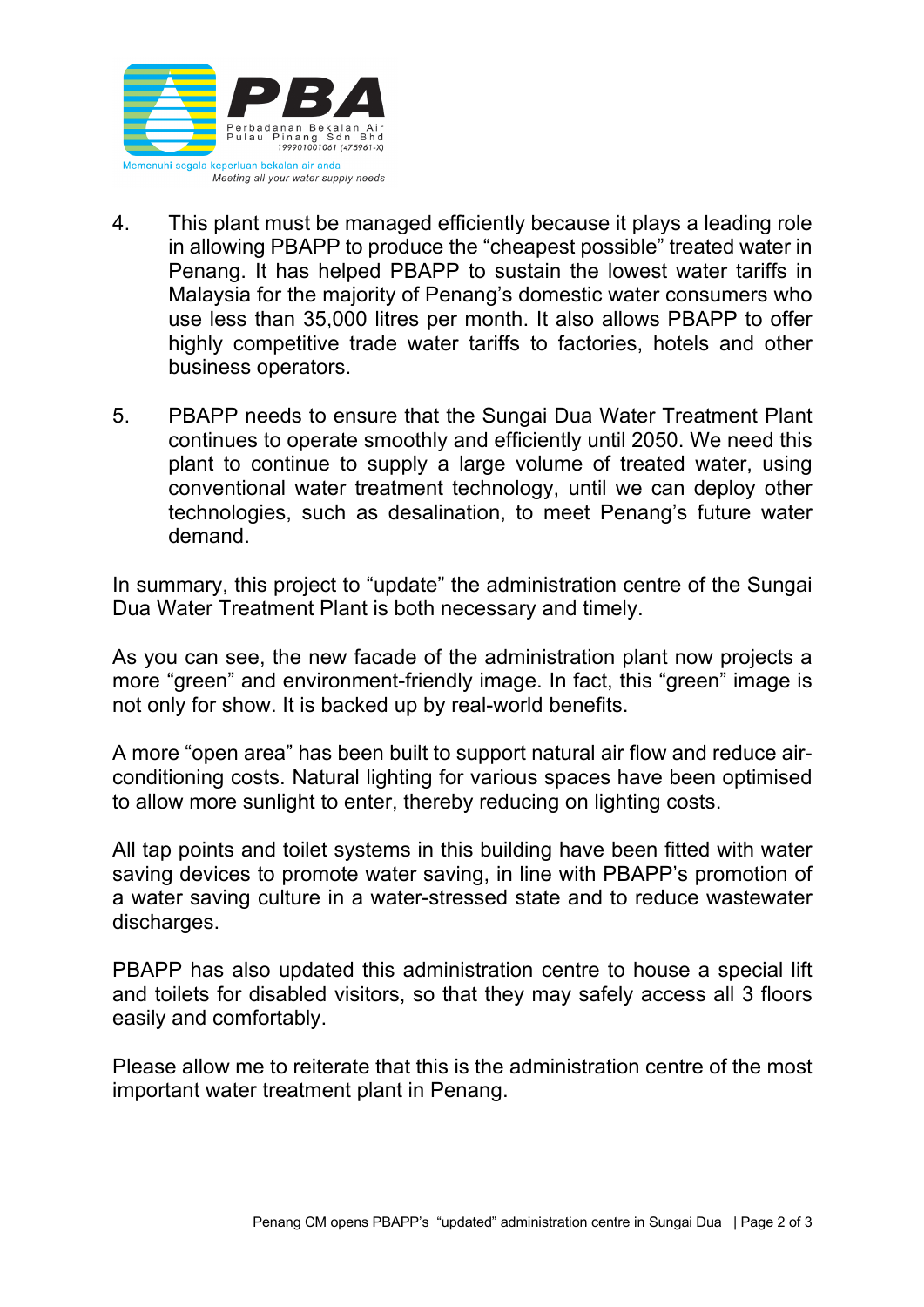4. This plant must be managed efficiently because it plays a leading role in allowing PBAPP to produce the "cheapest possible" treated water in Penang. It has helped PBAPP to sustain the lowest water tariffs in Malaysia for the majority of Penang's domestic water consumers who use less than 35,000 litres per month. It also allows PBAPP to offer highly competitive trade water tariffs to factories, hotels and other business operators.

5. PBAPP needs to ensure that the Sungai Dua Water Treatment Plant continues to operate smoothly and efficiently until 2050. We need this plant to continue to supply a large volume of treated water, using conventional water treatment technology, until we can deploy other technologies, such as desalination, to meet Penang's future water demand.

In summary, this project to "update" the administration centre of the Sungai Dua Water Treatment Plant is both necessary and timely.

As you can see, the new facade of the administration plant now projects a more "green" and environment-friendly image. In fact, this "green" image is not only for show. It is backed up by real-world benefits.

A more "open area" has been built to support natural air flow and reduce air-conditioning costs. Natural lighting for various spaces have been optimised to allow more sunlight to enter, thereby reducing on lighting costs.

All tap points and toilet systems in this building have been fitted with water saving devices to promote water saving, in line with PBAPP's promotion of a water saving culture in a water-stressed state and to reduce wastewater discharges.

PBAPP has also updated this administration centre to house a special lift and toilets for disabled visitors, so that they may safely access all 3 floors easily and comfortably.

Please allow me to reiterate that this is the administration centre of the most important water treatment plant in Penang.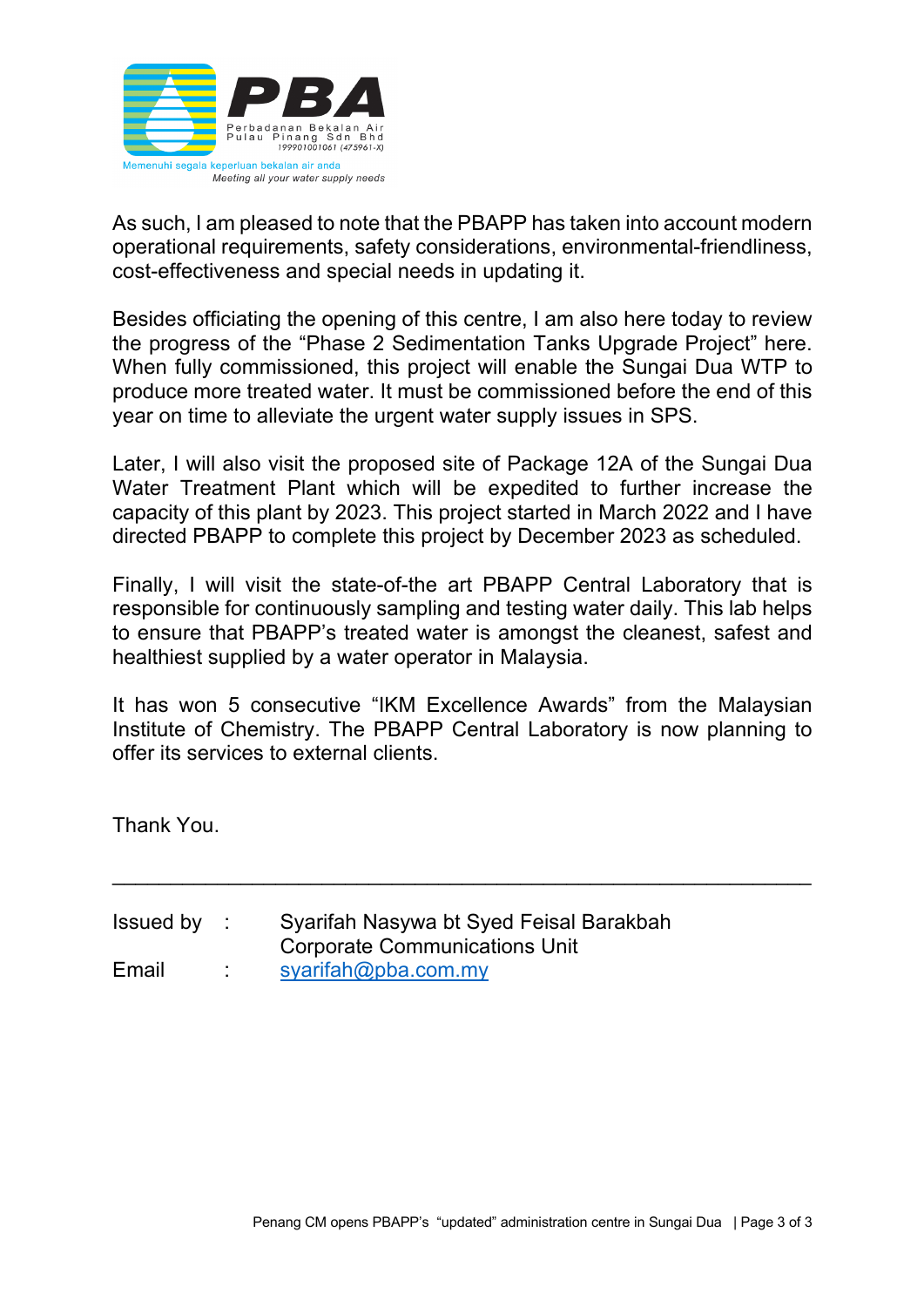As such, I am pleased to note that the PBAPP has taken into account modern operational requirements, safety considerations, environmental-friendliness, cost-effectiveness and special needs in updating it.

Besides officiating the opening of this centre, I am also here today to review the progress of the "Phase 2 Sedimentation Tanks Upgrade Project" here. When fully commissioned, this project will enable the Sungai Dua WTP to produce more treated water. It must be commissioned before the end of this year on time to alleviate the urgent water supply issues in SPS.

Later, I will also visit the proposed site of Package 12A of the Sungai Dua Water Treatment Plant which will be expedited to further increase the capacity of this plant by 2023. This project started in March 2022 and I have directed PBAPP to complete this project by December 2023 as scheduled.

Finally, I will visit the state-of-the art PBAPP Central Laboratory that is responsible for continuously sampling and testing water daily. This lab helps to ensure that PBAPP's treated water is amongst the cleanest, safest and healthiest supplied by a water operator in Malaysia.

It has won 5 consecutive "IKM Excellence Awards" from the Malaysian Institute of Chemistry. The PBAPP Central Laboratory is now planning to offer its services to external clients.

Thank You.

---

| | | |
|---|---|---|
| Issued by | : | Syarifah Nasywa bt Syed Feisal Barakbah<br>Corporate Communications Unit |
| Email | : | syarifah@pba.com.my |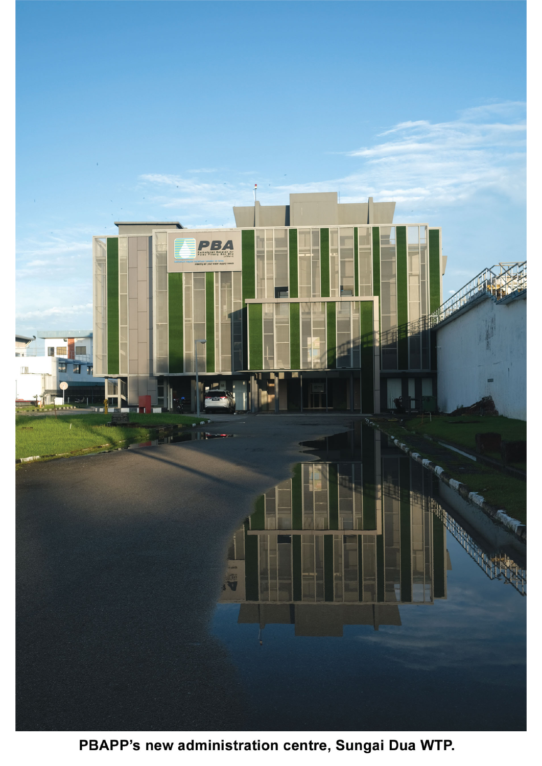PBAPP's new administration centre, Sungai Dua WTP.